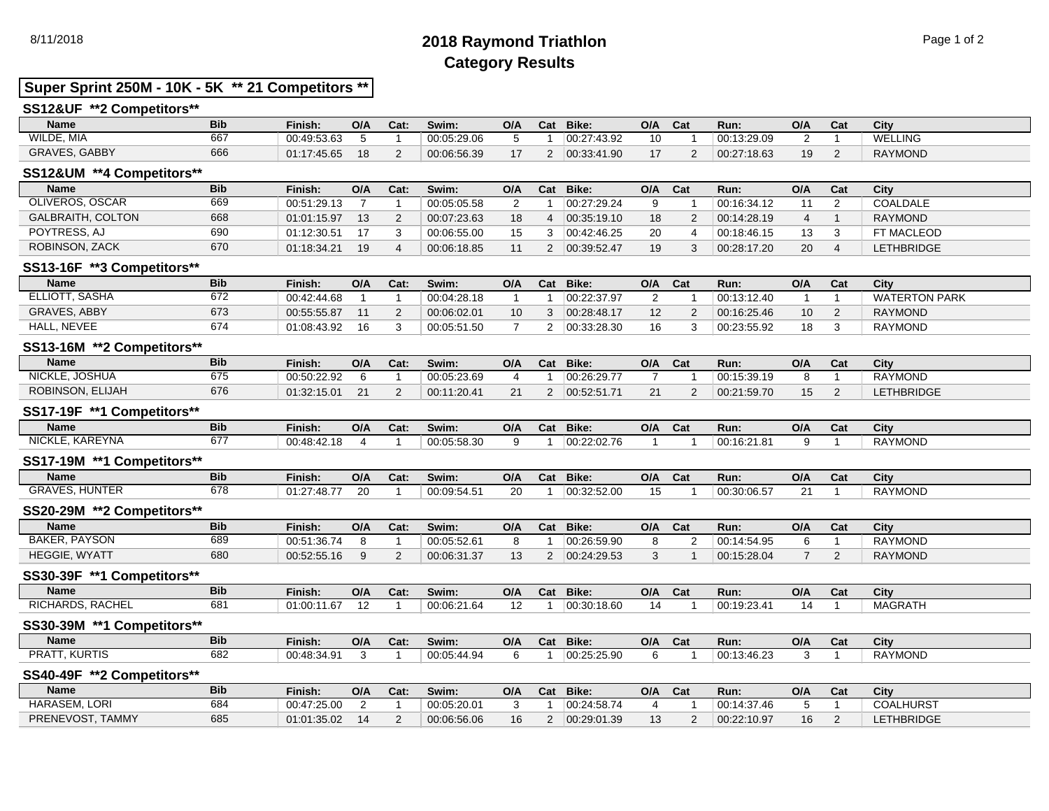# 2018 Raymond Triathlon
## Category Results

8/11/2018

### Super Sprint 250M - 10K - 5K ** 21 Competitors **

#### SS12&UF **2 Competitors**

| Name | Bib | Finish: | O/A | Cat: | Swim: | O/A | Cat | Bike: | O/A | Cat | Run: | O/A | Cat | City |
|---|---|---|---|---|---|---|---|---|---|---|---|---|---|---|
| WILDE, MIA | 667 | 00:49:53.63 | 5 | 1 | 00:05:29.06 | 5 | 1 | 00:27:43.92 | 10 | 1 | 00:13:29.09 | 2 | 1 | WELLING |
| GRAVES, GABBY | 666 | 01:17:45.65 | 18 | 2 | 00:06:56.39 | 17 | 2 | 00:33:41.90 | 17 | 2 | 00:27:18.63 | 19 | 2 | RAYMOND |

#### SS12&UM **4 Competitors**

| Name | Bib | Finish: | O/A | Cat: | Swim: | O/A | Cat | Bike: | O/A | Cat | Run: | O/A | Cat | City |
|---|---|---|---|---|---|---|---|---|---|---|---|---|---|---|
| OLIVEROS, OSCAR | 669 | 00:51:29.13 | 7 | 1 | 00:05:05.58 | 2 | 1 | 00:27:29.24 | 9 | 1 | 00:16:34.12 | 11 | 2 | COALDALE |
| GALBRAITH, COLTON | 668 | 01:01:15.97 | 13 | 2 | 00:07:23.63 | 18 | 4 | 00:35:19.10 | 18 | 2 | 00:14:28.19 | 4 | 1 | RAYMOND |
| POYTRESS, AJ | 690 | 01:12:30.51 | 17 | 3 | 00:06:55.00 | 15 | 3 | 00:42:46.25 | 20 | 4 | 00:18:46.15 | 13 | 3 | FT MACLEOD |
| ROBINSON, ZACK | 670 | 01:18:34.21 | 19 | 4 | 00:06:18.85 | 11 | 2 | 00:39:52.47 | 19 | 3 | 00:28:17.20 | 20 | 4 | LETHBRIDGE |

#### SS13-16F **3 Competitors**

| Name | Bib | Finish: | O/A | Cat: | Swim: | O/A | Cat | Bike: | O/A | Cat | Run: | O/A | Cat | City |
|---|---|---|---|---|---|---|---|---|---|---|---|---|---|---|
| ELLIOTT, SASHA | 672 | 00:42:44.68 | 1 | 1 | 00:04:28.18 | 1 | 1 | 00:22:37.97 | 2 | 1 | 00:13:12.40 | 1 | 1 | WATERTON PARK |
| GRAVES, ABBY | 673 | 00:55:55.87 | 11 | 2 | 00:06:02.01 | 10 | 3 | 00:28:48.17 | 12 | 2 | 00:16:25.46 | 10 | 2 | RAYMOND |
| HALL, NEVEE | 674 | 01:08:43.92 | 16 | 3 | 00:05:51.50 | 7 | 2 | 00:33:28.30 | 16 | 3 | 00:23:55.92 | 18 | 3 | RAYMOND |

#### SS13-16M **2 Competitors**

| Name | Bib | Finish: | O/A | Cat: | Swim: | O/A | Cat | Bike: | O/A | Cat | Run: | O/A | Cat | City |
|---|---|---|---|---|---|---|---|---|---|---|---|---|---|---|
| NICKLE, JOSHUA | 675 | 00:50:22.92 | 6 | 1 | 00:05:23.69 | 4 | 1 | 00:26:29.77 | 7 | 1 | 00:15:39.19 | 8 | 1 | RAYMOND |
| ROBINSON, ELIJAH | 676 | 01:32:15.01 | 21 | 2 | 00:11:20.41 | 21 | 2 | 00:52:51.71 | 21 | 2 | 00:21:59.70 | 15 | 2 | LETHBRIDGE |

#### SS17-19F **1 Competitors**

| Name | Bib | Finish: | O/A | Cat: | Swim: | O/A | Cat | Bike: | O/A | Cat | Run: | O/A | Cat | City |
|---|---|---|---|---|---|---|---|---|---|---|---|---|---|---|
| NICKLE, KAREYNA | 677 | 00:48:42.18 | 4 | 1 | 00:05:58.30 | 9 | 1 | 00:22:02.76 | 1 | 1 | 00:16:21.81 | 9 | 1 | RAYMOND |

#### SS17-19M **1 Competitors**

| Name | Bib | Finish: | O/A | Cat: | Swim: | O/A | Cat | Bike: | O/A | Cat | Run: | O/A | Cat | City |
|---|---|---|---|---|---|---|---|---|---|---|---|---|---|---|
| GRAVES, HUNTER | 678 | 01:27:48.77 | 20 | 1 | 00:09:54.51 | 20 | 1 | 00:32:52.00 | 15 | 1 | 00:30:06.57 | 21 | 1 | RAYMOND |

#### SS20-29M **2 Competitors**

| Name | Bib | Finish: | O/A | Cat: | Swim: | O/A | Cat | Bike: | O/A | Cat | Run: | O/A | Cat | City |
|---|---|---|---|---|---|---|---|---|---|---|---|---|---|---|
| BAKER, PAYSON | 689 | 00:51:36.74 | 8 | 1 | 00:05:52.61 | 8 | 1 | 00:26:59.90 | 8 | 2 | 00:14:54.95 | 6 | 1 | RAYMOND |
| HEGGIE, WYATT | 680 | 00:52:55.16 | 9 | 2 | 00:06:31.37 | 13 | 2 | 00:24:29.53 | 3 | 1 | 00:15:28.04 | 7 | 2 | RAYMOND |

#### SS30-39F **1 Competitors**

| Name | Bib | Finish: | O/A | Cat: | Swim: | O/A | Cat | Bike: | O/A | Cat | Run: | O/A | Cat | City |
|---|---|---|---|---|---|---|---|---|---|---|---|---|---|---|
| RICHARDS, RACHEL | 681 | 01:00:11.67 | 12 | 1 | 00:06:21.64 | 12 | 1 | 00:30:18.60 | 14 | 1 | 00:19:23.41 | 14 | 1 | MAGRATH |

#### SS30-39M **1 Competitors**

| Name | Bib | Finish: | O/A | Cat: | Swim: | O/A | Cat | Bike: | O/A | Cat | Run: | O/A | Cat | City |
|---|---|---|---|---|---|---|---|---|---|---|---|---|---|---|
| PRATT, KURTIS | 682 | 00:48:34.91 | 3 | 1 | 00:05:44.94 | 6 | 1 | 00:25:25.90 | 6 | 1 | 00:13:46.23 | 3 | 1 | RAYMOND |

#### SS40-49F **2 Competitors**

| Name | Bib | Finish: | O/A | Cat: | Swim: | O/A | Cat | Bike: | O/A | Cat | Run: | O/A | Cat | City |
|---|---|---|---|---|---|---|---|---|---|---|---|---|---|---|
| HARASEM, LORI | 684 | 00:47:25.00 | 2 | 1 | 00:05:20.01 | 3 | 1 | 00:24:58.74 | 4 | 1 | 00:14:37.46 | 5 | 1 | COALHURST |
| PRENEVOST, TAMMY | 685 | 01:01:35.02 | 14 | 2 | 00:06:56.06 | 16 | 2 | 00:29:01.39 | 13 | 2 | 00:22:10.97 | 16 | 2 | LETHBRIDGE |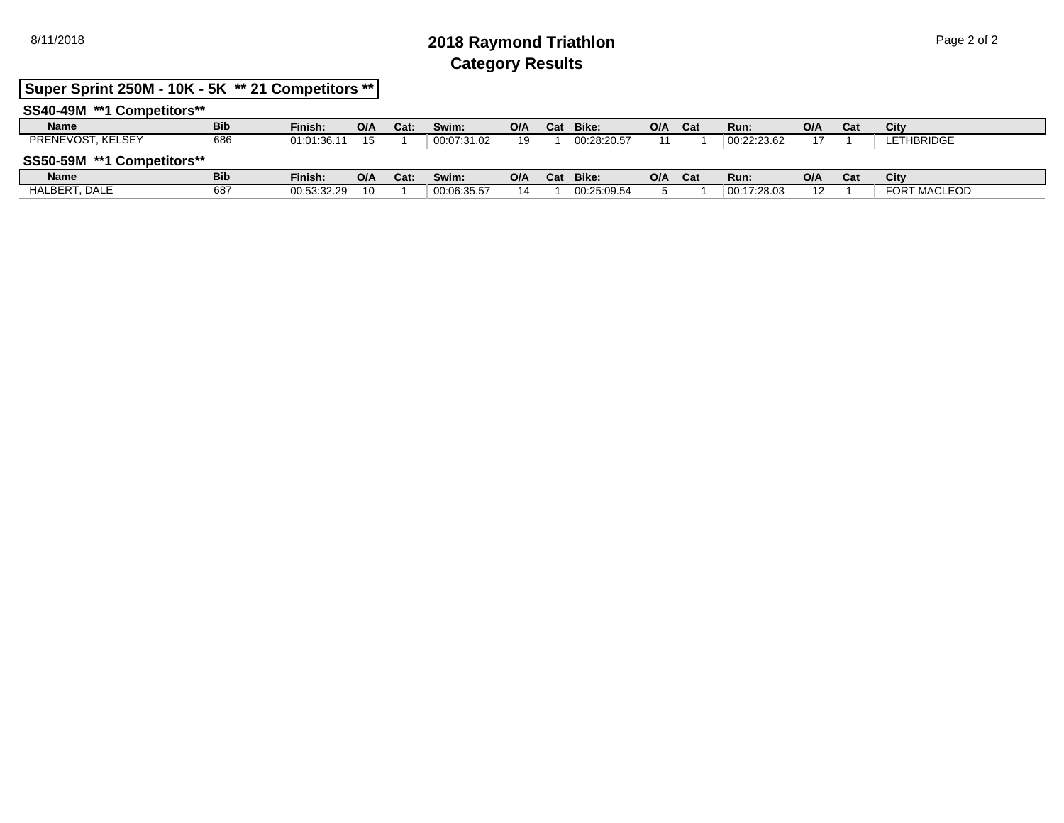# 2018 Raymond Triathlon
## Category Results

**Super Sprint 250M - 10K - 5K ** 21 Competitors ****

### SS40-49M **1 Competitors**

| Name | Bib | Finish: | O/A | Cat: | Swim: | O/A | Cat | Bike: | O/A | Cat | Run: | O/A | Cat | City |
|---|---|---|---|---|---|---|---|---|---|---|---|---|---|---|
| PRENEVOST, KELSEY | 686 | 01:01:36.11 | 15 | 1 | 00:07:31.02 | 19 | 1 | 00:28:20.57 | 11 | 1 | 00:22:23.62 | 17 | 1 | LETHBRIDGE |

### SS50-59M **1 Competitors**

| Name | Bib | Finish: | O/A | Cat: | Swim: | O/A | Cat | Bike: | O/A | Cat | Run: | O/A | Cat | City |
|---|---|---|---|---|---|---|---|---|---|---|---|---|---|---|
| HALBERT, DALE | 687 | 00:53:32.29 | 10 | 1 | 00:06:35.57 | 14 | 1 | 00:25:09.54 | 5 | 1 | 00:17:28.03 | 12 | 1 | FORT MACLEOD |